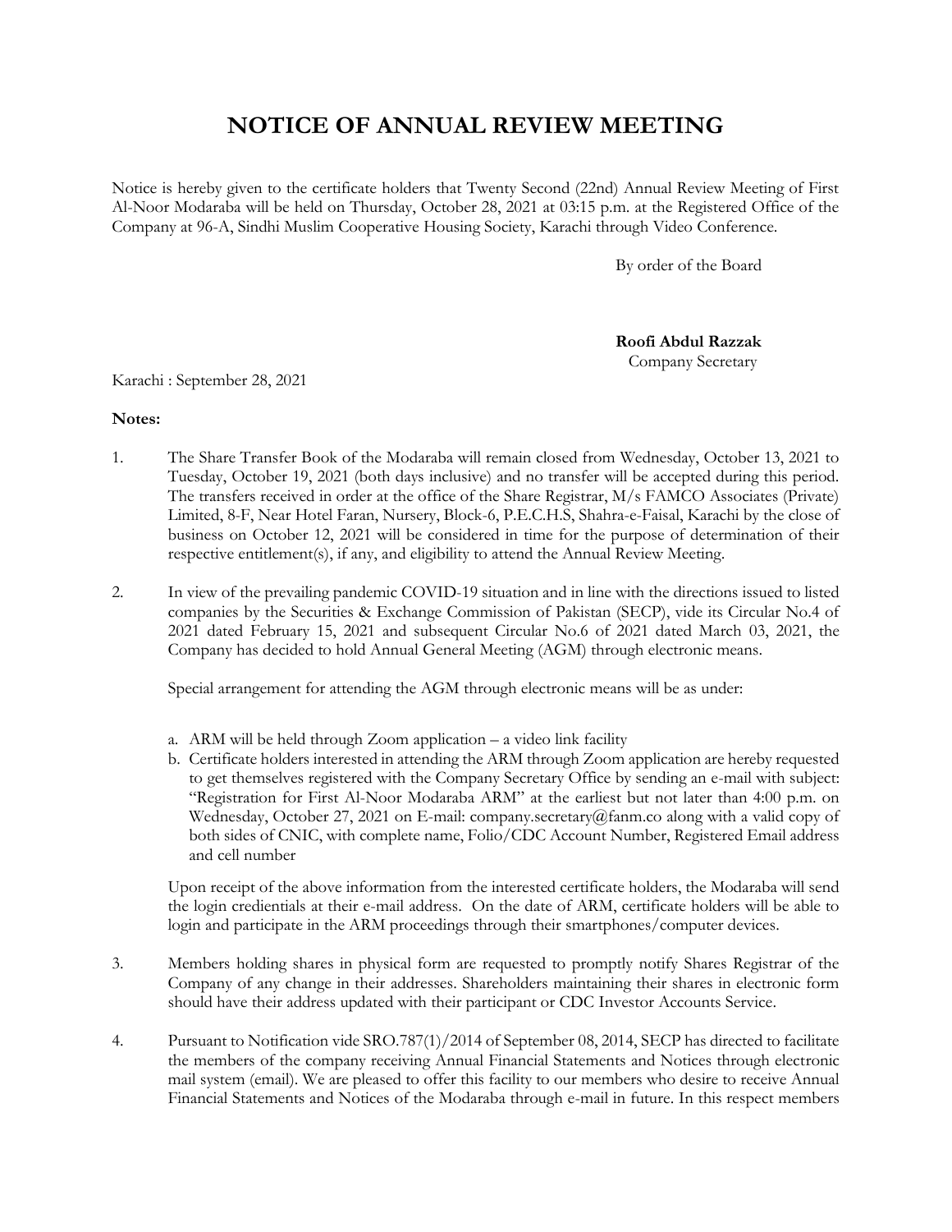# NOTICE OF ANNUAL REVIEW MEETING

Notice is hereby given to the certificate holders that Twenty Second (22nd) Annual Review Meeting of First Al-Noor Modaraba will be held on Thursday, October 28, 2021 at 03:15 p.m. at the Registered Office of the Company at 96-A, Sindhi Muslim Cooperative Housing Society, Karachi through Video Conference.

By order of the Board

**Roofi Abdul Razzak**
Company Secretary

Karachi : September 28, 2021

**Notes:**

1. The Share Transfer Book of the Modaraba will remain closed from Wednesday, October 13, 2021 to Tuesday, October 19, 2021 (both days inclusive) and no transfer will be accepted during this period. The transfers received in order at the office of the Share Registrar, M/s FAMCO Associates (Private) Limited, 8-F, Near Hotel Faran, Nursery, Block-6, P.E.C.H.S, Shahra-e-Faisal, Karachi by the close of business on October 12, 2021 will be considered in time for the purpose of determination of their respective entitlement(s), if any, and eligibility to attend the Annual Review Meeting.

2. In view of the prevailing pandemic COVID-19 situation and in line with the directions issued to listed companies by the Securities & Exchange Commission of Pakistan (SECP), vide its Circular No.4 of 2021 dated February 15, 2021 and subsequent Circular No.6 of 2021 dated March 03, 2021, the Company has decided to hold Annual General Meeting (AGM) through electronic means.

   Special arrangement for attending the AGM through electronic means will be as under:

   a. ARM will be held through Zoom application – a video link facility
   b. Certificate holders interested in attending the ARM through Zoom application are hereby requested to get themselves registered with the Company Secretary Office by sending an e-mail with subject: "Registration for First Al-Noor Modaraba ARM" at the earliest but not later than 4:00 p.m. on Wednesday, October 27, 2021 on E-mail: company.secretary@fanm.co along with a valid copy of both sides of CNIC, with complete name, Folio/CDC Account Number, Registered Email address and cell number

   Upon receipt of the above information from the interested certificate holders, the Modaraba will send the login credentials at their e-mail address. On the date of ARM, certificate holders will be able to login and participate in the ARM proceedings through their smartphones/computer devices.

3. Members holding shares in physical form are requested to promptly notify Shares Registrar of the Company of any change in their addresses. Shareholders maintaining their shares in electronic form should have their address updated with their participant or CDC Investor Accounts Service.

4. Pursuant to Notification vide SRO.787(1)/2014 of September 08, 2014, SECP has directed to facilitate the members of the company receiving Annual Financial Statements and Notices through electronic mail system (email). We are pleased to offer this facility to our members who desire to receive Annual Financial Statements and Notices of the Modaraba through e-mail in future. In this respect members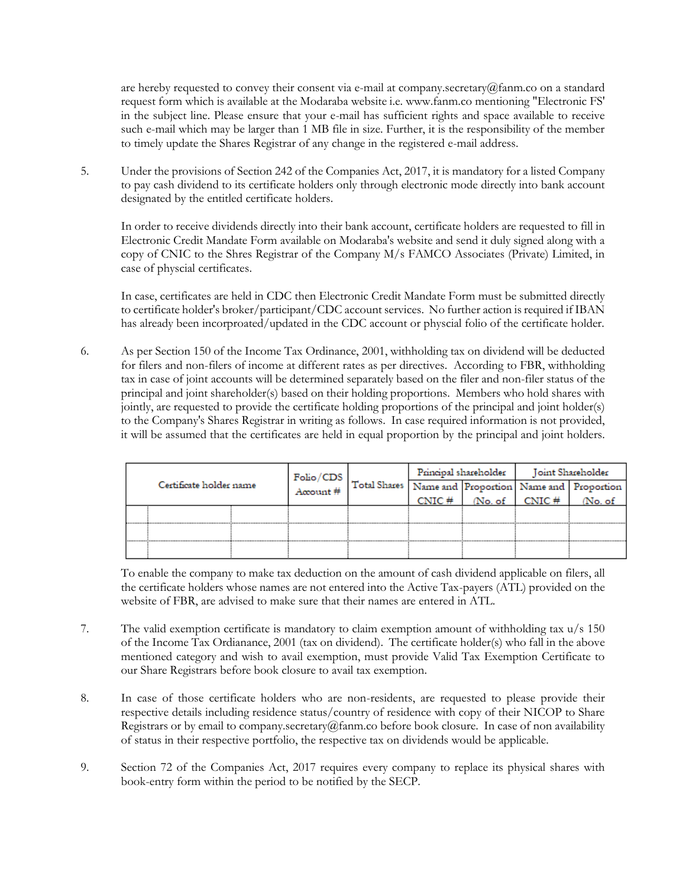are hereby requested to convey their consent via e-mail at company.secretary@fanm.co on a standard request form which is available at the Modaraba website i.e. www.fanm.co mentioning "Electronic FS' in the subject line. Please ensure that your e-mail has sufficient rights and space available to receive such e-mail which may be larger than 1 MB file in size. Further, it is the responsibility of the member to timely update the Shares Registrar of any change in the registered e-mail address.

5. Under the provisions of Section 242 of the Companies Act, 2017, it is mandatory for a listed Company to pay cash dividend to its certificate holders only through electronic mode directly into bank account designated by the entitled certificate holders.

   In order to receive dividends directly into their bank account, certificate holders are requested to fill in Electronic Credit Mandate Form available on Modaraba's website and send it duly signed along with a copy of CNIC to the Shres Registrar of the Company M/s FAMCO Associates (Private) Limited, in case of physcial certificates.

   In case, certificates are held in CDC then Electronic Credit Mandate Form must be submitted directly to certificate holder's broker/participant/CDC account services. No further action is required if IBAN has already been incorporoated/updated in the CDC account or physcial folio of the certificate holder.

6. As per Section 150 of the Income Tax Ordinance, 2001, withholding tax on dividend will be deducted for filers and non-filers of income at different rates as per directives. According to FBR, withholding tax in case of joint accounts will be determined separately based on the filer and non-filer status of the principal and joint shareholder(s) based on their holding proportions. Members who hold shares with jointly, are requested to provide the certificate holding proportions of the principal and joint holder(s) to the Company's Shares Registrar in writing as follows. In case required information is not provided, it will be assumed that the certificates are held in equal proportion by the principal and joint holders.

| Certificate holder name | | | Folio/CDS Account # | Total Shares | Principal shareholder | | Joint Shareholder | |
|---|---|---|---|---|---|---|---|---|
| | | | | | Name and CNIC # | Proportion (No. of | Name and CNIC # | Proportion (No. of |
| | | | | | | | | |
| | | | | | | | | |
| | | | | | | | | |

   To enable the company to make tax deduction on the amount of cash dividend applicable on filers, all the certificate holders whose names are not entered into the Active Tax-payers (ATL) provided on the website of FBR, are advised to make sure that their names are entered in ATL.

7. The valid exemption certificate is mandatory to claim exemption amount of withholding tax u/s 150 of the Income Tax Ordianance, 2001 (tax on dividend). The certificate holder(s) who fall in the above mentioned category and wish to avail exemption, must provide Valid Tax Exemption Certificate to our Share Registrars before book closure to avail tax exemption.

8. In case of those certificate holders who are non-residents, are requested to please provide their respective details including residence status/country of residence with copy of their NICOP to Share Registrars or by email to company.secretary@fanm.co before book closure. In case of non availability of status in their respective portfolio, the respective tax on dividends would be applicable.

9. Section 72 of the Companies Act, 2017 requires every company to replace its physical shares with book-entry form within the period to be notified by the SECP.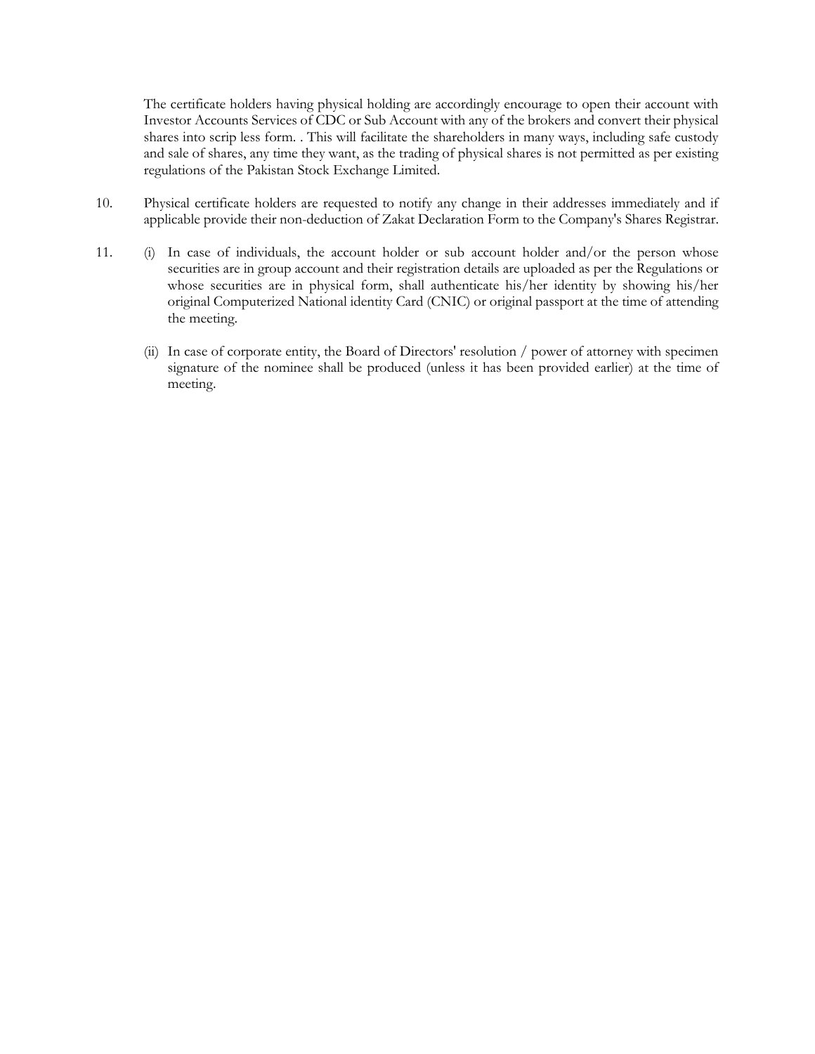The certificate holders having physical holding are accordingly encourage to open their account with Investor Accounts Services of CDC or Sub Account with any of the brokers and convert their physical shares into scrip less form. . This will facilitate the shareholders in many ways, including safe custody and sale of shares, any time they want, as the trading of physical shares is not permitted as per existing regulations of the Pakistan Stock Exchange Limited.

10. Physical certificate holders are requested to notify any change in their addresses immediately and if applicable provide their non-deduction of Zakat Declaration Form to the Company's Shares Registrar.

11. (i) In case of individuals, the account holder or sub account holder and/or the person whose securities are in group account and their registration details are uploaded as per the Regulations or whose securities are in physical form, shall authenticate his/her identity by showing his/her original Computerized National identity Card (CNIC) or original passport at the time of attending the meeting.

    (ii) In case of corporate entity, the Board of Directors' resolution / power of attorney with specimen signature of the nominee shall be produced (unless it has been provided earlier) at the time of meeting.